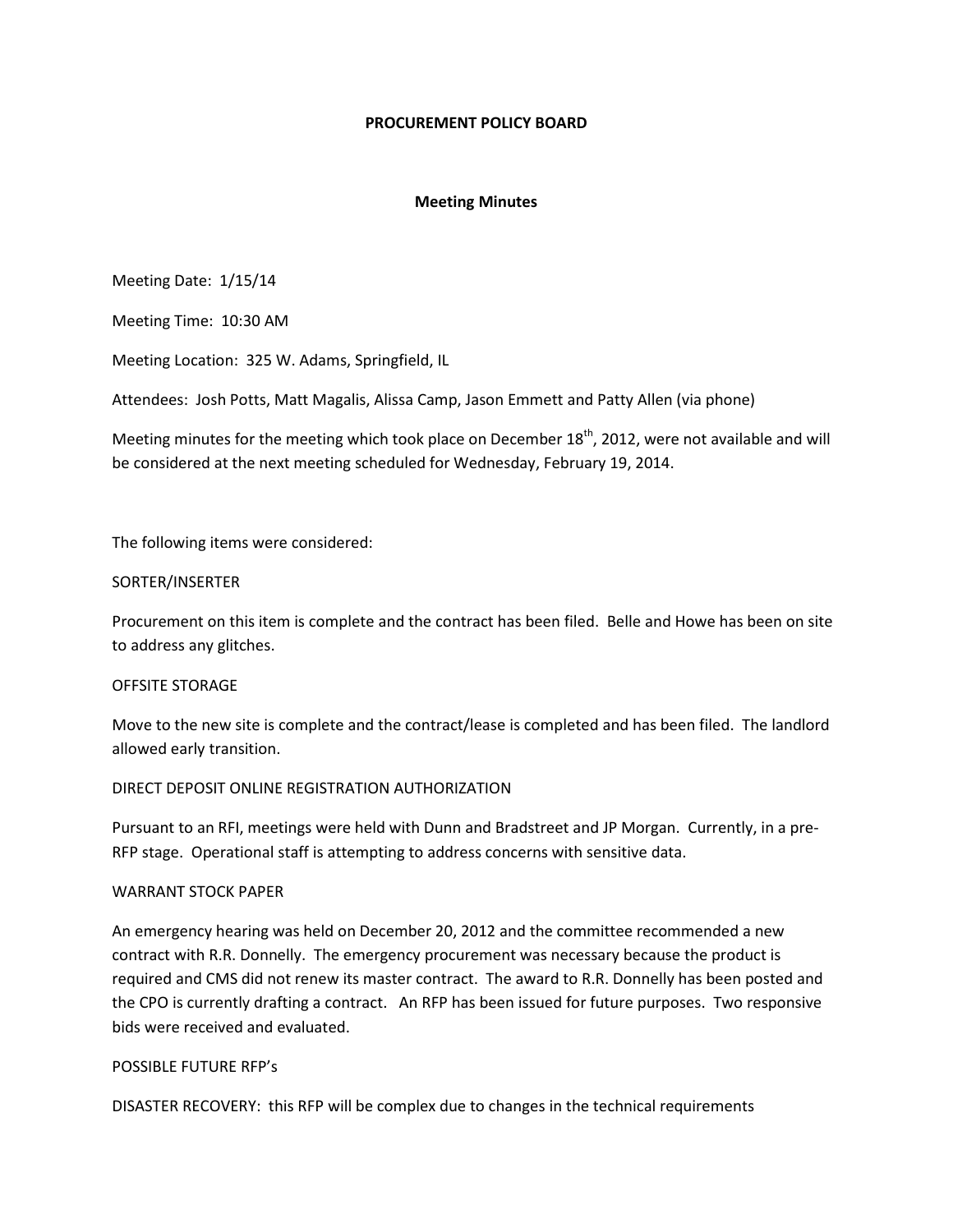# PROCUREMENT POLICY BOARD

## Meeting Minutes

Meeting Date: 1/15/14

Meeting Time: 10:30 AM

Meeting Location: 325 W. Adams, Springfield, IL

Attendees: Josh Potts, Matt Magalis, Alissa Camp, Jason Emmett and Patty Allen (via phone)

Meeting minutes for the meeting which took place on December 18th, 2012, were not available and will be considered at the next meeting scheduled for Wednesday, February 19, 2014.

The following items were considered:

SORTER/INSERTER

Procurement on this item is complete and the contract has been filed. Belle and Howe has been on site to address any glitches.

OFFSITE STORAGE

Move to the new site is complete and the contract/lease is completed and has been filed. The landlord allowed early transition.

DIRECT DEPOSIT ONLINE REGISTRATION AUTHORIZATION

Pursuant to an RFI, meetings were held with Dunn and Bradstreet and JP Morgan. Currently, in a pre-RFP stage. Operational staff is attempting to address concerns with sensitive data.

WARRANT STOCK PAPER

An emergency hearing was held on December 20, 2012 and the committee recommended a new contract with R.R. Donnelly. The emergency procurement was necessary because the product is required and CMS did not renew its master contract. The award to R.R. Donnelly has been posted and the CPO is currently drafting a contract. An RFP has been issued for future purposes. Two responsive bids were received and evaluated.

POSSIBLE FUTURE RFP's

DISASTER RECOVERY: this RFP will be complex due to changes in the technical requirements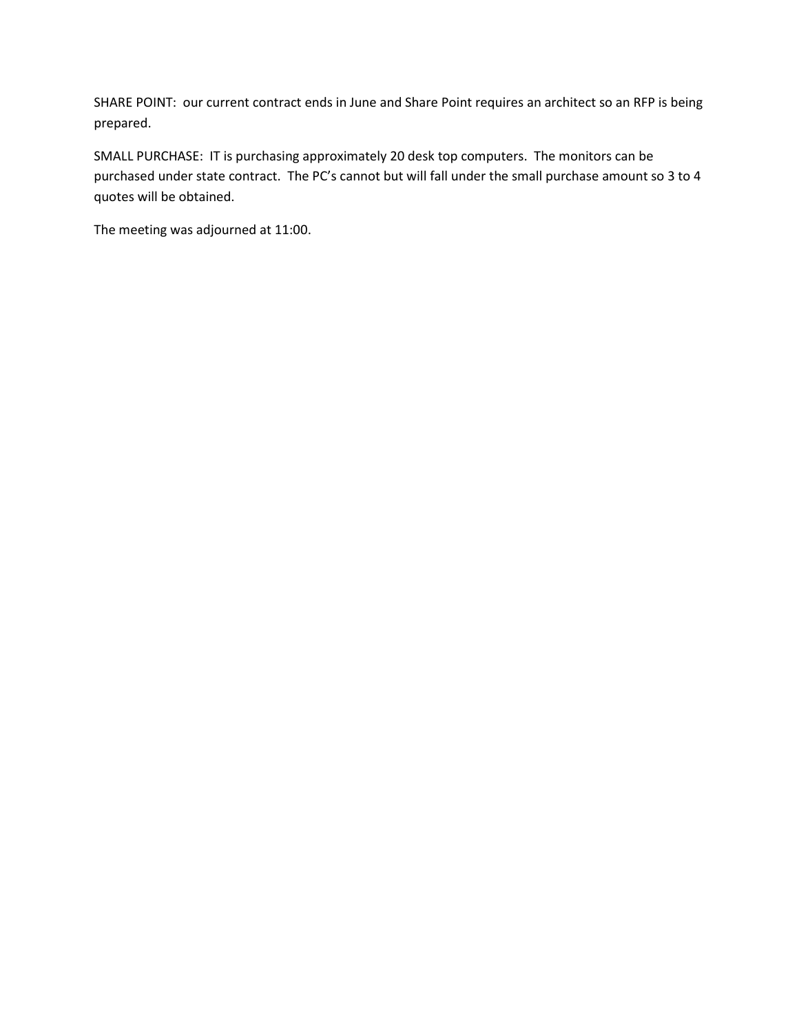SHARE POINT: our current contract ends in June and Share Point requires an architect so an RFP is being prepared.

SMALL PURCHASE: IT is purchasing approximately 20 desk top computers. The monitors can be purchased under state contract. The PC's cannot but will fall under the small purchase amount so 3 to 4 quotes will be obtained.

The meeting was adjourned at 11:00.